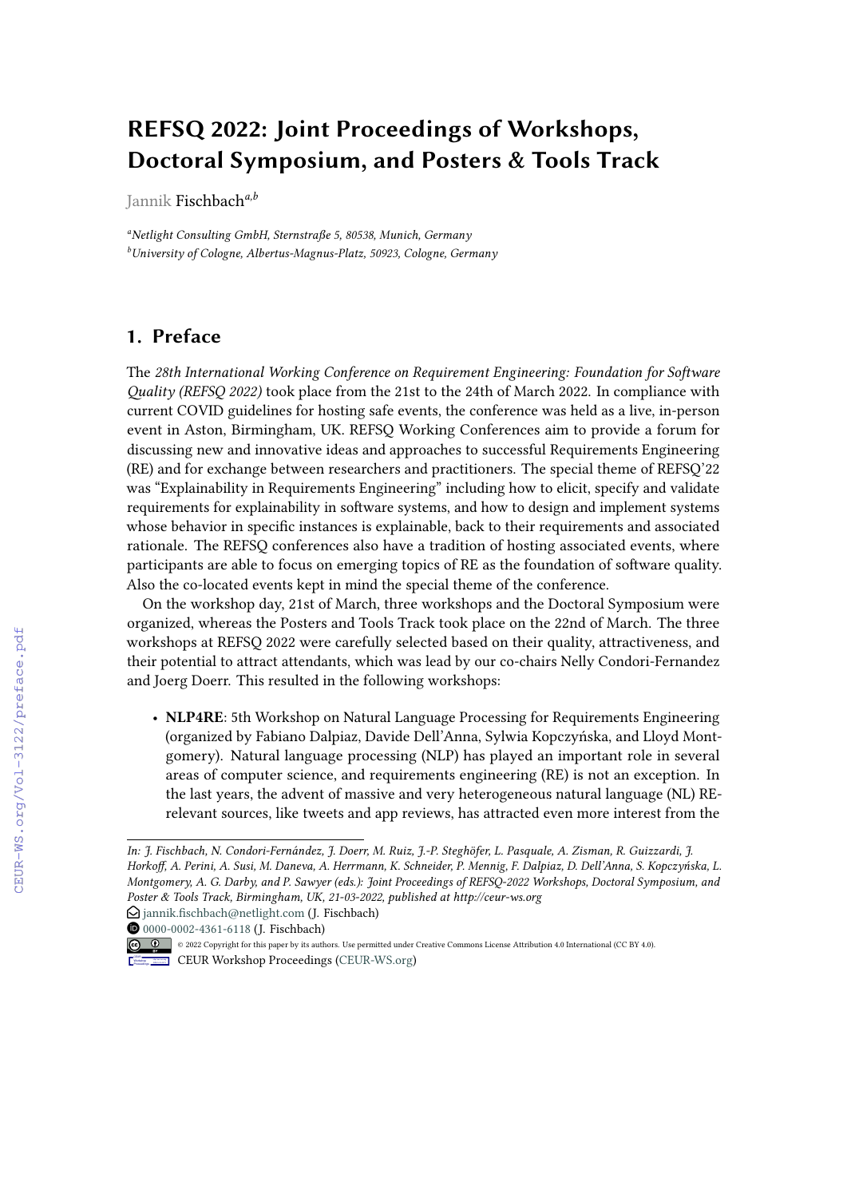# REFSQ 2022: Joint Proceedings of Workshops, Doctoral Symposium, and Posters & Tools Track

Jannik Fischbach[a,b]

[a]*Netlight Consulting GmbH, Sternstraße 5, 80538, Munich, Germany*
[b]*University of Cologne, Albertus-Magnus-Platz, 50923, Cologne, Germany*

## 1. Preface

The *28th International Working Conference on Requirement Engineering: Foundation for Software Quality (REFSQ 2022)* took place from the 21st to the 24th of March 2022. In compliance with current COVID guidelines for hosting safe events, the conference was held as a live, in-person event in Aston, Birmingham, UK. REFSQ Working Conferences aim to provide a forum for discussing new and innovative ideas and approaches to successful Requirements Engineering (RE) and for exchange between researchers and practitioners. The special theme of REFSQ'22 was "Explainability in Requirements Engineering" including how to elicit, specify and validate requirements for explainability in software systems, and how to design and implement systems whose behavior in specific instances is explainable, back to their requirements and associated rationale. The REFSQ conferences also have a tradition of hosting associated events, where participants are able to focus on emerging topics of RE as the foundation of software quality. Also the co-located events kept in mind the special theme of the conference.

On the workshop day, 21st of March, three workshops and the Doctoral Symposium were organized, whereas the Posters and Tools Track took place on the 22nd of March. The three workshops at REFSQ 2022 were carefully selected based on their quality, attractiveness, and their potential to attract attendants, which was lead by our co-chairs Nelly Condori-Fernandez and Joerg Doerr. This resulted in the following workshops:

- **NLP4RE**: 5th Workshop on Natural Language Processing for Requirements Engineering (organized by Fabiano Dalpiaz, Davide Dell'Anna, Sylwia Kopczyńska, and Lloyd Montgomery). Natural language processing (NLP) has played an important role in several areas of computer science, and requirements engineering (RE) is not an exception. In the last years, the advent of massive and very heterogeneous natural language (NL) RE-relevant sources, like tweets and app reviews, has attracted even more interest from the

*In: J. Fischbach, N. Condori-Fernández, J. Doerr, M. Ruiz, J.-P. Steghöfer, L. Pasquale, A. Zisman, R. Guizzardi, J. Horkoff, A. Perini, A. Susi, M. Daneva, A. Herrmann, K. Schneider, P. Mennig, F. Dalpiaz, D. Dell'Anna, S. Kopczyńska, L. Montgomery, A. G. Darby, and P. Sawyer (eds.): Joint Proceedings of REFSQ-2022 Workshops, Doctoral Symposium, and Poster & Tools Track, Birmingham, UK, 21-03-2022, published at http://ceur-ws.org*

jannik.fischbach@netlight.com (J. Fischbach)
0000-0002-4361-6118 (J. Fischbach)
© 2022 Copyright for this paper by its authors. Use permitted under Creative Commons License Attribution 4.0 International (CC BY 4.0).
CEUR Workshop Proceedings (CEUR-WS.org)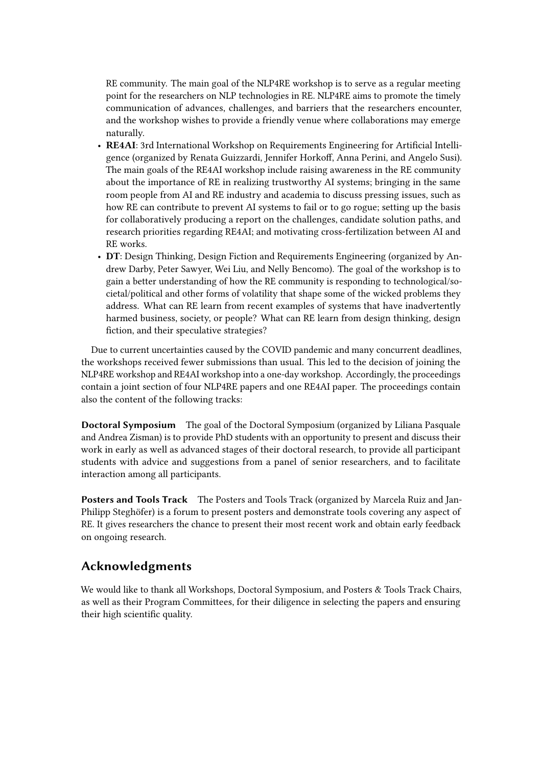RE community. The main goal of the NLP4RE workshop is to serve as a regular meeting point for the researchers on NLP technologies in RE. NLP4RE aims to promote the timely communication of advances, challenges, and barriers that the researchers encounter, and the workshop wishes to provide a friendly venue where collaborations may emerge naturally.

- **RE4AI**: 3rd International Workshop on Requirements Engineering for Artificial Intelligence (organized by Renata Guizzardi, Jennifer Horkoff, Anna Perini, and Angelo Susi). The main goals of the RE4AI workshop include raising awareness in the RE community about the importance of RE in realizing trustworthy AI systems; bringing in the same room people from AI and RE industry and academia to discuss pressing issues, such as how RE can contribute to prevent AI systems to fail or to go rogue; setting up the basis for collaboratively producing a report on the challenges, candidate solution paths, and research priorities regarding RE4AI; and motivating cross-fertilization between AI and RE works.
- **DT**: Design Thinking, Design Fiction and Requirements Engineering (organized by Andrew Darby, Peter Sawyer, Wei Liu, and Nelly Bencomo). The goal of the workshop is to gain a better understanding of how the RE community is responding to technological/societal/political and other forms of volatility that shape some of the wicked problems they address. What can RE learn from recent examples of systems that have inadvertently harmed business, society, or people? What can RE learn from design thinking, design fiction, and their speculative strategies?

Due to current uncertainties caused by the COVID pandemic and many concurrent deadlines, the workshops received fewer submissions than usual. This led to the decision of joining the NLP4RE workshop and RE4AI workshop into a one-day workshop. Accordingly, the proceedings contain a joint section of four NLP4RE papers and one RE4AI paper. The proceedings contain also the content of the following tracks:

**Doctoral Symposium** The goal of the Doctoral Symposium (organized by Liliana Pasquale and Andrea Zisman) is to provide PhD students with an opportunity to present and discuss their work in early as well as advanced stages of their doctoral research, to provide all participant students with advice and suggestions from a panel of senior researchers, and to facilitate interaction among all participants.

**Posters and Tools Track** The Posters and Tools Track (organized by Marcela Ruiz and Jan-Philipp Steghöfer) is a forum to present posters and demonstrate tools covering any aspect of RE. It gives researchers the chance to present their most recent work and obtain early feedback on ongoing research.

## Acknowledgments

We would like to thank all Workshops, Doctoral Symposium, and Posters & Tools Track Chairs, as well as their Program Committees, for their diligence in selecting the papers and ensuring their high scientific quality.